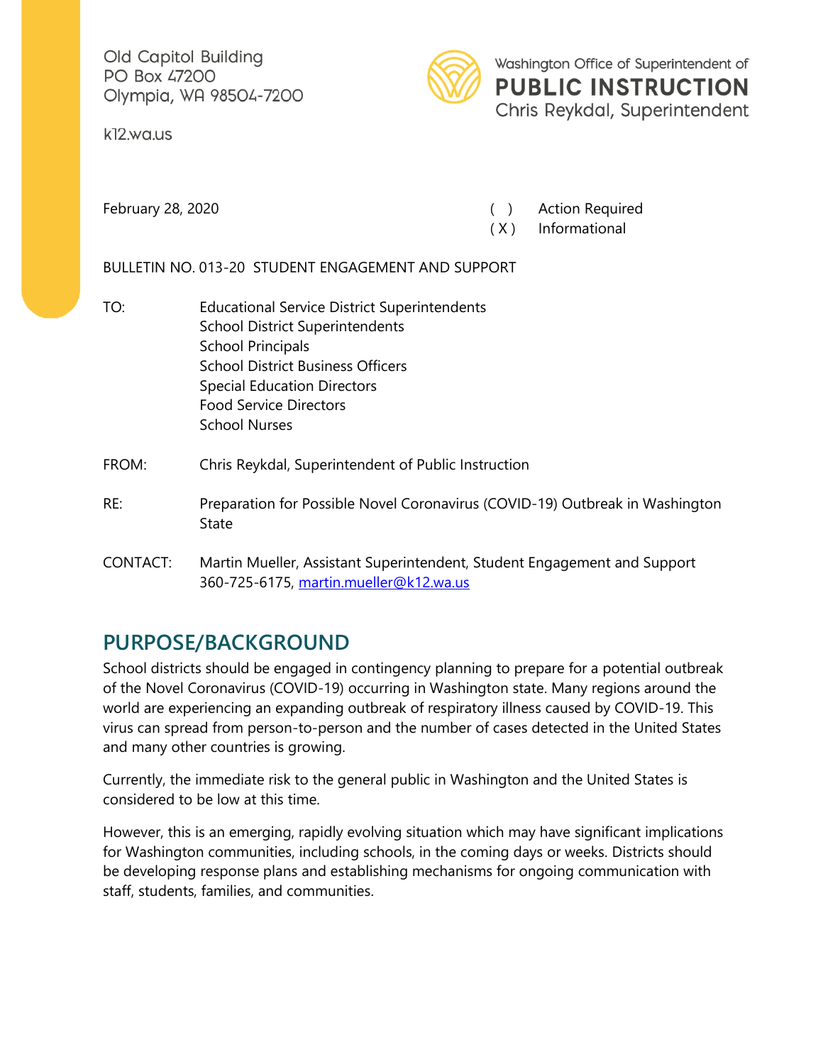Old Capitol Building
PO Box 47200
Olympia, WA 98504-7200

k12.wa.us

Washington Office of Superintendent of
**PUBLIC INSTRUCTION**
Chris Reykdal, Superintendent

February 28, 2020

( ) Action Required
( X ) Informational

BULLETIN NO. 013-20 STUDENT ENGAGEMENT AND SUPPORT

TO: Educational Service District Superintendents
School District Superintendents
School Principals
School District Business Officers
Special Education Directors
Food Service Directors
School Nurses

FROM: Chris Reykdal, Superintendent of Public Instruction

RE: Preparation for Possible Novel Coronavirus (COVID-19) Outbreak in Washington State

CONTACT: Martin Mueller, Assistant Superintendent, Student Engagement and Support
360-725-6175, [martin.mueller@k12.wa.us](mailto:martin.mueller@k12.wa.us)

## PURPOSE/BACKGROUND

School districts should be engaged in contingency planning to prepare for a potential outbreak of the Novel Coronavirus (COVID-19) occurring in Washington state. Many regions around the world are experiencing an expanding outbreak of respiratory illness caused by COVID-19. This virus can spread from person-to-person and the number of cases detected in the United States and many other countries is growing.

Currently, the immediate risk to the general public in Washington and the United States is considered to be low at this time.

However, this is an emerging, rapidly evolving situation which may have significant implications for Washington communities, including schools, in the coming days or weeks. Districts should be developing response plans and establishing mechanisms for ongoing communication with staff, students, families, and communities.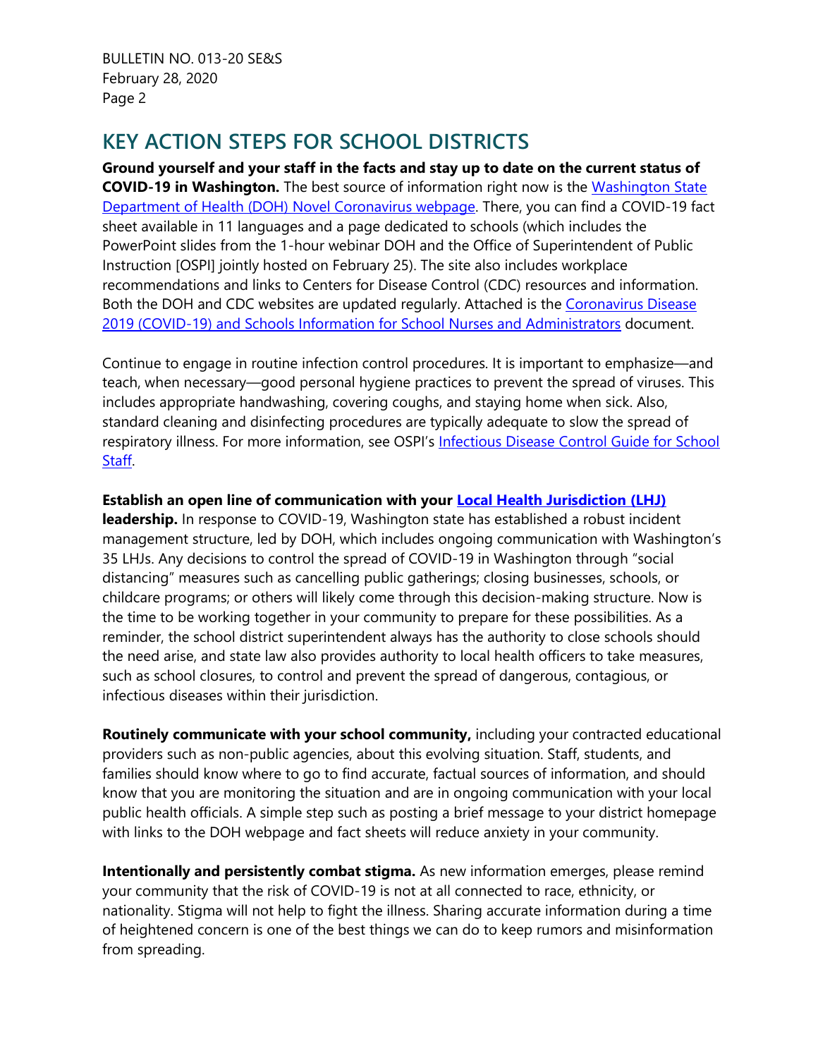## KEY ACTION STEPS FOR SCHOOL DISTRICTS

**Ground yourself and your staff in the facts and stay up to date on the current status of COVID-19 in Washington.** The best source of information right now is the Washington State Department of Health (DOH) Novel Coronavirus webpage. There, you can find a COVID-19 fact sheet available in 11 languages and a page dedicated to schools (which includes the PowerPoint slides from the 1-hour webinar DOH and the Office of Superintendent of Public Instruction [OSPI] jointly hosted on February 25). The site also includes workplace recommendations and links to Centers for Disease Control (CDC) resources and information. Both the DOH and CDC websites are updated regularly. Attached is the Coronavirus Disease 2019 (COVID-19) and Schools Information for School Nurses and Administrators document.

Continue to engage in routine infection control procedures. It is important to emphasize—and teach, when necessary—good personal hygiene practices to prevent the spread of viruses. This includes appropriate handwashing, covering coughs, and staying home when sick. Also, standard cleaning and disinfecting procedures are typically adequate to slow the spread of respiratory illness. For more information, see OSPI's Infectious Disease Control Guide for School Staff.

**Establish an open line of communication with your Local Health Jurisdiction (LHJ) leadership.** In response to COVID-19, Washington state has established a robust incident management structure, led by DOH, which includes ongoing communication with Washington's 35 LHJs. Any decisions to control the spread of COVID-19 in Washington through "social distancing" measures such as cancelling public gatherings; closing businesses, schools, or childcare programs; or others will likely come through this decision-making structure. Now is the time to be working together in your community to prepare for these possibilities. As a reminder, the school district superintendent always has the authority to close schools should the need arise, and state law also provides authority to local health officers to take measures, such as school closures, to control and prevent the spread of dangerous, contagious, or infectious diseases within their jurisdiction.

**Routinely communicate with your school community,** including your contracted educational providers such as non-public agencies, about this evolving situation. Staff, students, and families should know where to go to find accurate, factual sources of information, and should know that you are monitoring the situation and are in ongoing communication with your local public health officials. A simple step such as posting a brief message to your district homepage with links to the DOH webpage and fact sheets will reduce anxiety in your community.

**Intentionally and persistently combat stigma.** As new information emerges, please remind your community that the risk of COVID-19 is not at all connected to race, ethnicity, or nationality. Stigma will not help to fight the illness. Sharing accurate information during a time of heightened concern is one of the best things we can do to keep rumors and misinformation from spreading.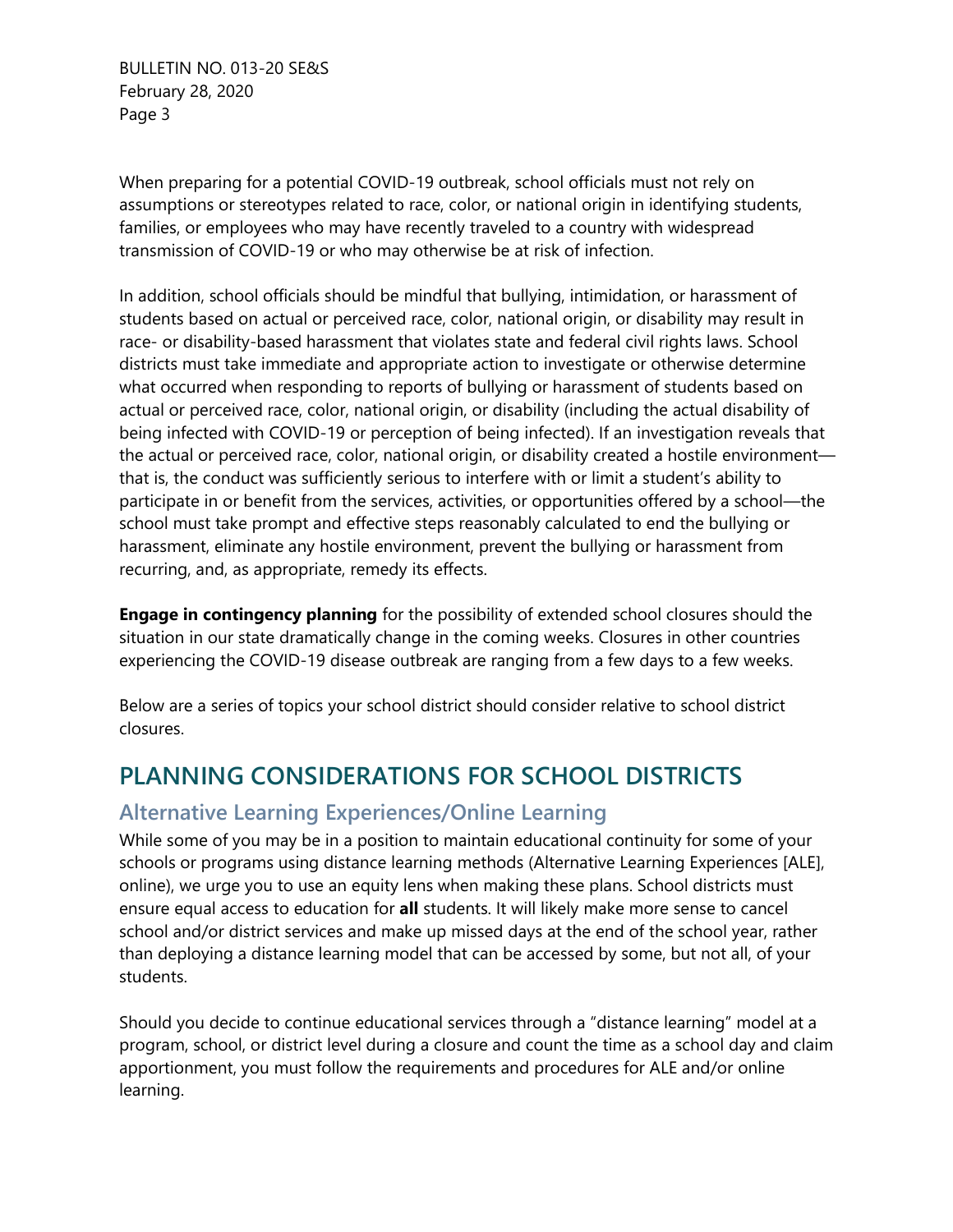When preparing for a potential COVID-19 outbreak, school officials must not rely on assumptions or stereotypes related to race, color, or national origin in identifying students, families, or employees who may have recently traveled to a country with widespread transmission of COVID-19 or who may otherwise be at risk of infection.

In addition, school officials should be mindful that bullying, intimidation, or harassment of students based on actual or perceived race, color, national origin, or disability may result in race- or disability-based harassment that violates state and federal civil rights laws. School districts must take immediate and appropriate action to investigate or otherwise determine what occurred when responding to reports of bullying or harassment of students based on actual or perceived race, color, national origin, or disability (including the actual disability of being infected with COVID-19 or perception of being infected). If an investigation reveals that the actual or perceived race, color, national origin, or disability created a hostile environment—that is, the conduct was sufficiently serious to interfere with or limit a student's ability to participate in or benefit from the services, activities, or opportunities offered by a school—the school must take prompt and effective steps reasonably calculated to end the bullying or harassment, eliminate any hostile environment, prevent the bullying or harassment from recurring, and, as appropriate, remedy its effects.

**Engage in contingency planning** for the possibility of extended school closures should the situation in our state dramatically change in the coming weeks. Closures in other countries experiencing the COVID-19 disease outbreak are ranging from a few days to a few weeks.

Below are a series of topics your school district should consider relative to school district closures.

# PLANNING CONSIDERATIONS FOR SCHOOL DISTRICTS

## Alternative Learning Experiences/Online Learning

While some of you may be in a position to maintain educational continuity for some of your schools or programs using distance learning methods (Alternative Learning Experiences [ALE], online), we urge you to use an equity lens when making these plans. School districts must ensure equal access to education for **all** students. It will likely make more sense to cancel school and/or district services and make up missed days at the end of the school year, rather than deploying a distance learning model that can be accessed by some, but not all, of your students.

Should you decide to continue educational services through a "distance learning" model at a program, school, or district level during a closure and count the time as a school day and claim apportionment, you must follow the requirements and procedures for ALE and/or online learning.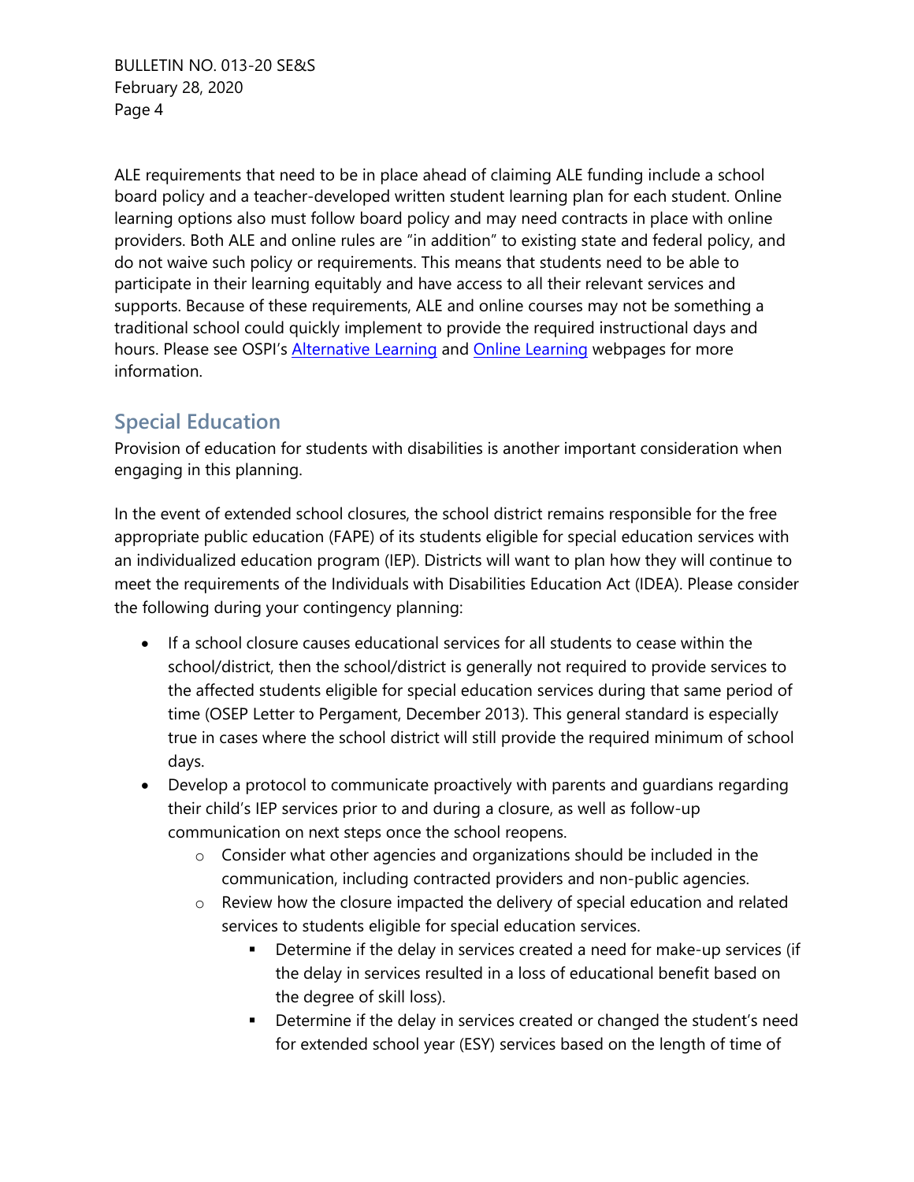ALE requirements that need to be in place ahead of claiming ALE funding include a school board policy and a teacher-developed written student learning plan for each student. Online learning options also must follow board policy and may need contracts in place with online providers. Both ALE and online rules are "in addition" to existing state and federal policy, and do not waive such policy or requirements. This means that students need to be able to participate in their learning equitably and have access to all their relevant services and supports. Because of these requirements, ALE and online courses may not be something a traditional school could quickly implement to provide the required instructional days and hours. Please see OSPI's [Alternative Learning] and [Online Learning] webpages for more information.

## Special Education

Provision of education for students with disabilities is another important consideration when engaging in this planning.

In the event of extended school closures, the school district remains responsible for the free appropriate public education (FAPE) of its students eligible for special education services with an individualized education program (IEP). Districts will want to plan how they will continue to meet the requirements of the Individuals with Disabilities Education Act (IDEA). Please consider the following during your contingency planning:

- If a school closure causes educational services for all students to cease within the school/district, then the school/district is generally not required to provide services to the affected students eligible for special education services during that same period of time (OSEP Letter to Pergament, December 2013). This general standard is especially true in cases where the school district will still provide the required minimum of school days.
- Develop a protocol to communicate proactively with parents and guardians regarding their child's IEP services prior to and during a closure, as well as follow-up communication on next steps once the school reopens.
  - Consider what other agencies and organizations should be included in the communication, including contracted providers and non-public agencies.
  - Review how the closure impacted the delivery of special education and related services to students eligible for special education services.
    - Determine if the delay in services created a need for make-up services (if the delay in services resulted in a loss of educational benefit based on the degree of skill loss).
    - Determine if the delay in services created or changed the student's need for extended school year (ESY) services based on the length of time of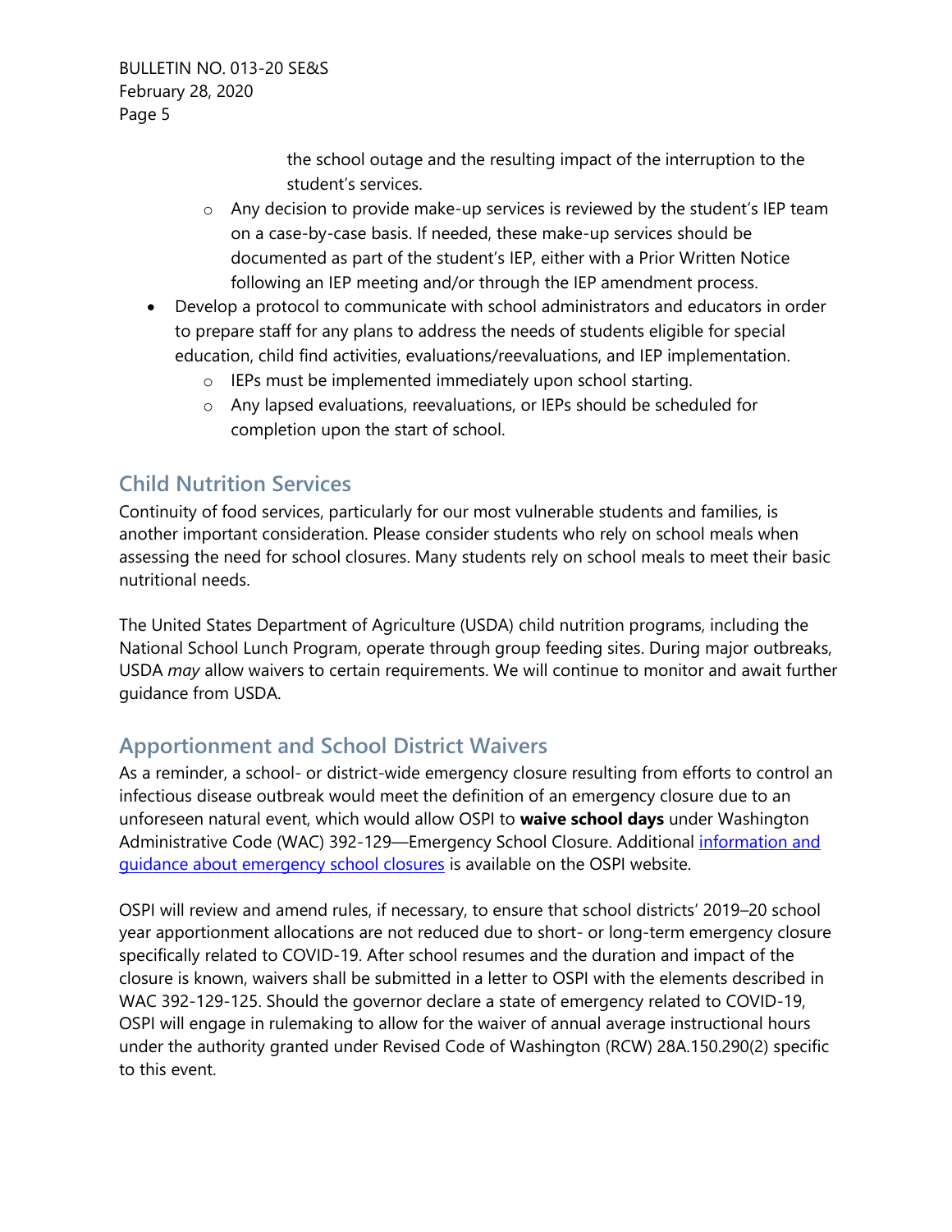the school outage and the resulting impact of the interruption to the student's services.

    - Any decision to provide make-up services is reviewed by the student's IEP team on a case-by-case basis. If needed, these make-up services should be documented as part of the student's IEP, either with a Prior Written Notice following an IEP meeting and/or through the IEP amendment process.
- Develop a protocol to communicate with school administrators and educators in order to prepare staff for any plans to address the needs of students eligible for special education, child find activities, evaluations/reevaluations, and IEP implementation.
    - IEPs must be implemented immediately upon school starting.
    - Any lapsed evaluations, reevaluations, or IEPs should be scheduled for completion upon the start of school.

## Child Nutrition Services

Continuity of food services, particularly for our most vulnerable students and families, is another important consideration. Please consider students who rely on school meals when assessing the need for school closures. Many students rely on school meals to meet their basic nutritional needs.

The United States Department of Agriculture (USDA) child nutrition programs, including the National School Lunch Program, operate through group feeding sites. During major outbreaks, USDA *may* allow waivers to certain requirements. We will continue to monitor and await further guidance from USDA.

## Apportionment and School District Waivers

As a reminder, a school- or district-wide emergency closure resulting from efforts to control an infectious disease outbreak would meet the definition of an emergency closure due to an unforeseen natural event, which would allow OSPI to **waive school days** under Washington Administrative Code (WAC) 392-129—Emergency School Closure. Additional [information and guidance about emergency school closures]() is available on the OSPI website.

OSPI will review and amend rules, if necessary, to ensure that school districts' 2019–20 school year apportionment allocations are not reduced due to short- or long-term emergency closure specifically related to COVID-19. After school resumes and the duration and impact of the closure is known, waivers shall be submitted in a letter to OSPI with the elements described in WAC 392-129-125. Should the governor declare a state of emergency related to COVID-19, OSPI will engage in rulemaking to allow for the waiver of annual average instructional hours under the authority granted under Revised Code of Washington (RCW) 28A.150.290(2) specific to this event.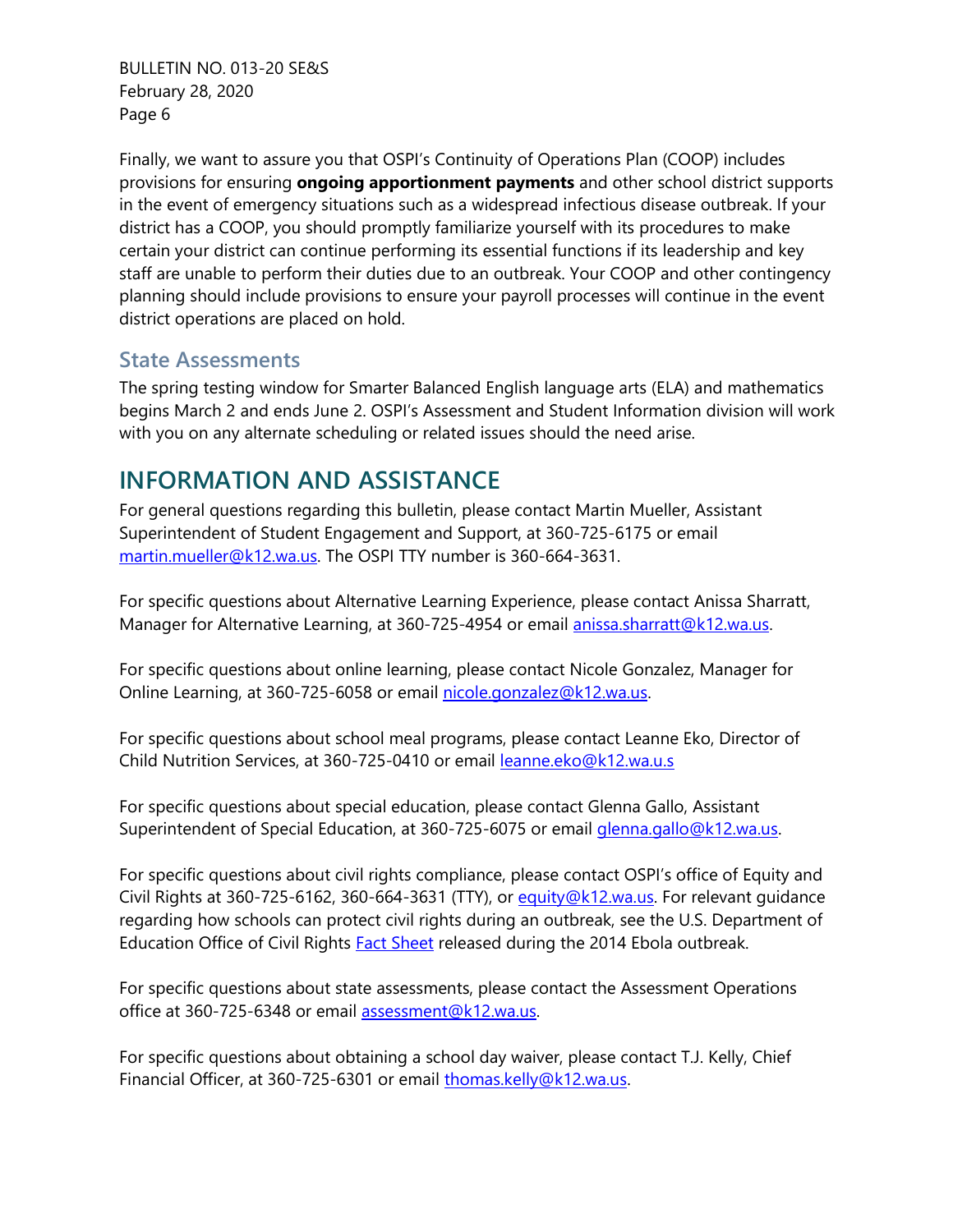Finally, we want to assure you that OSPI's Continuity of Operations Plan (COOP) includes provisions for ensuring **ongoing apportionment payments** and other school district supports in the event of emergency situations such as a widespread infectious disease outbreak. If your district has a COOP, you should promptly familiarize yourself with its procedures to make certain your district can continue performing its essential functions if its leadership and key staff are unable to perform their duties due to an outbreak. Your COOP and other contingency planning should include provisions to ensure your payroll processes will continue in the event district operations are placed on hold.

### State Assessments

The spring testing window for Smarter Balanced English language arts (ELA) and mathematics begins March 2 and ends June 2. OSPI's Assessment and Student Information division will work with you on any alternate scheduling or related issues should the need arise.

## INFORMATION AND ASSISTANCE

For general questions regarding this bulletin, please contact Martin Mueller, Assistant Superintendent of Student Engagement and Support, at 360-725-6175 or email martin.mueller@k12.wa.us. The OSPI TTY number is 360-664-3631.

For specific questions about Alternative Learning Experience, please contact Anissa Sharratt, Manager for Alternative Learning, at 360-725-4954 or email anissa.sharratt@k12.wa.us.

For specific questions about online learning, please contact Nicole Gonzalez, Manager for Online Learning, at 360-725-6058 or email nicole.gonzalez@k12.wa.us.

For specific questions about school meal programs, please contact Leanne Eko, Director of Child Nutrition Services, at 360-725-0410 or email leanne.eko@k12.wa.u.s

For specific questions about special education, please contact Glenna Gallo, Assistant Superintendent of Special Education, at 360-725-6075 or email glenna.gallo@k12.wa.us.

For specific questions about civil rights compliance, please contact OSPI's office of Equity and Civil Rights at 360-725-6162, 360-664-3631 (TTY), or equity@k12.wa.us. For relevant guidance regarding how schools can protect civil rights during an outbreak, see the U.S. Department of Education Office of Civil Rights Fact Sheet released during the 2014 Ebola outbreak.

For specific questions about state assessments, please contact the Assessment Operations office at 360-725-6348 or email assessment@k12.wa.us.

For specific questions about obtaining a school day waiver, please contact T.J. Kelly, Chief Financial Officer, at 360-725-6301 or email thomas.kelly@k12.wa.us.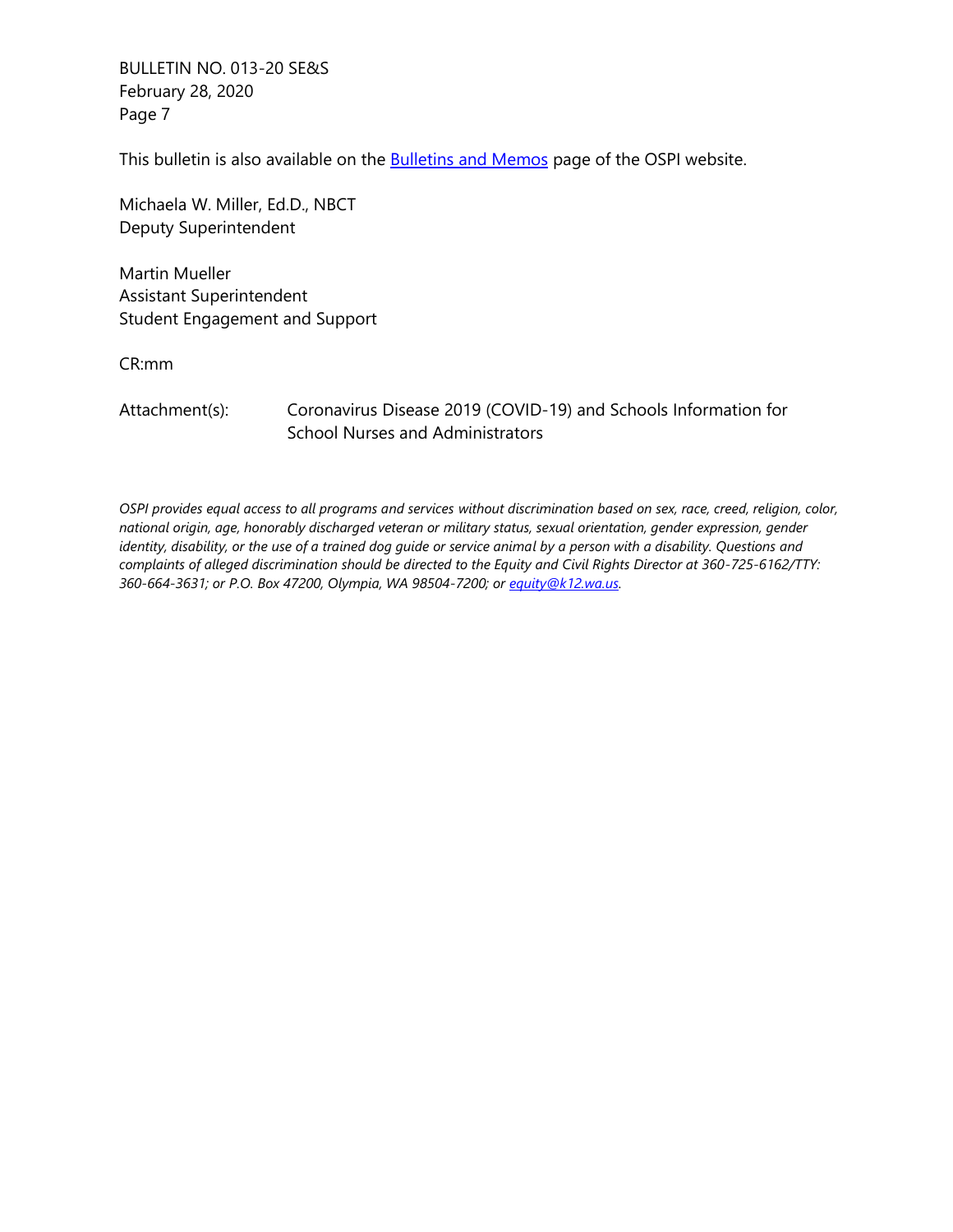This bulletin is also available on the [Bulletins and Memos](#) page of the OSPI website.

Michaela W. Miller, Ed.D., NBCT
Deputy Superintendent

Martin Mueller
Assistant Superintendent
Student Engagement and Support

CR:mm

Attachment(s): Coronavirus Disease 2019 (COVID-19) and Schools Information for School Nurses and Administrators

*OSPI provides equal access to all programs and services without discrimination based on sex, race, creed, religion, color, national origin, age, honorably discharged veteran or military status, sexual orientation, gender expression, gender identity, disability, or the use of a trained dog guide or service animal by a person with a disability. Questions and complaints of alleged discrimination should be directed to the Equity and Civil Rights Director at 360-725-6162/TTY: 360-664-3631; or P.O. Box 47200, Olympia, WA 98504-7200; or [equity@k12.wa.us](mailto:equity@k12.wa.us).*